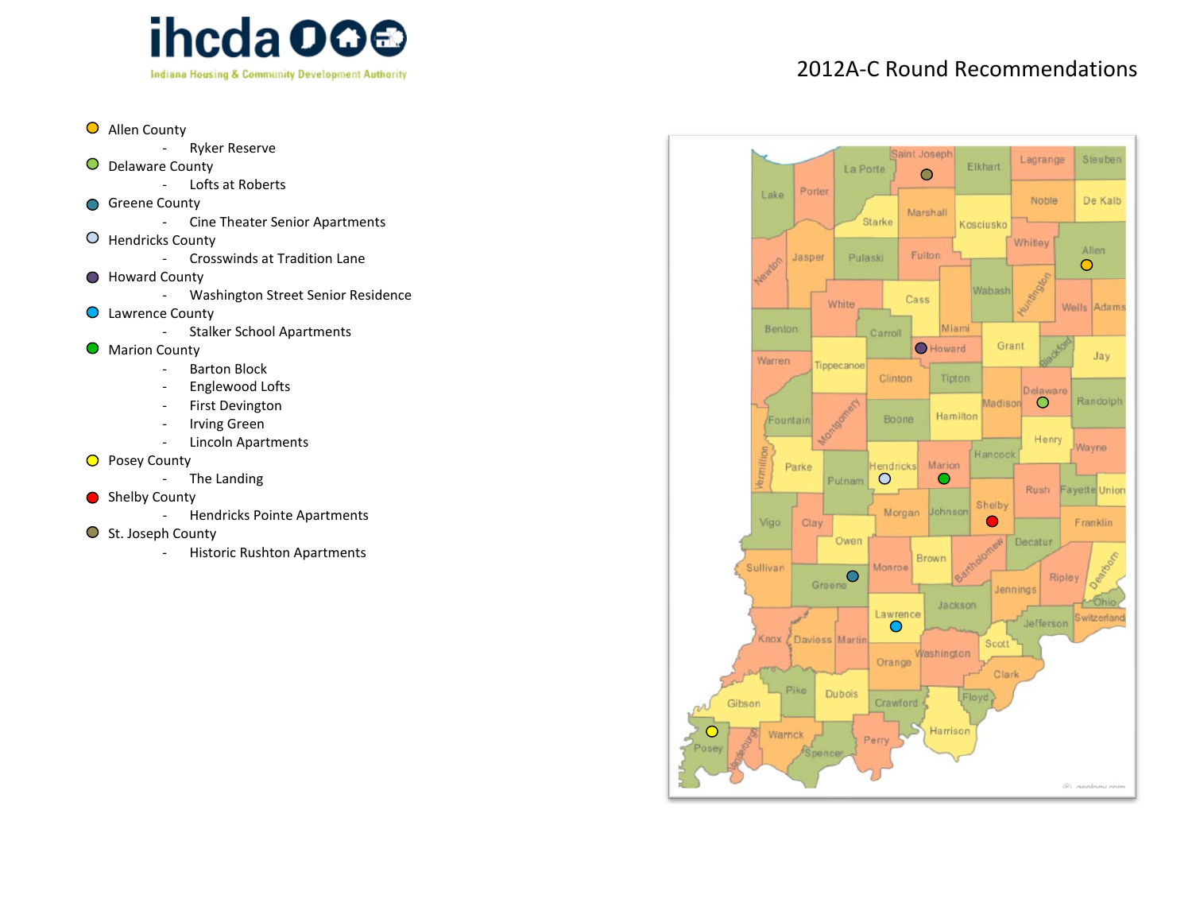Indiana Housing & Community Development Authority

# 2012A-C Round Recommendations

- Allen County
  - Ryker Reserve
- Delaware County
  - Lofts at Roberts
- Greene County
  - Cine Theater Senior Apartments
- Hendricks County
  - Crosswinds at Tradition Lane
- Howard County
  - Washington Street Senior Residence
- Lawrence County
  - Stalker School Apartments
- Marion County
  - Barton Block
  - Englewood Lofts
  - First Devington
  - Irving Green
  - Lincoln Apartments
- Posey County
  - The Landing
- Shelby County
  - Hendricks Pointe Apartments
- St. Joseph County
  - Historic Rushton Apartments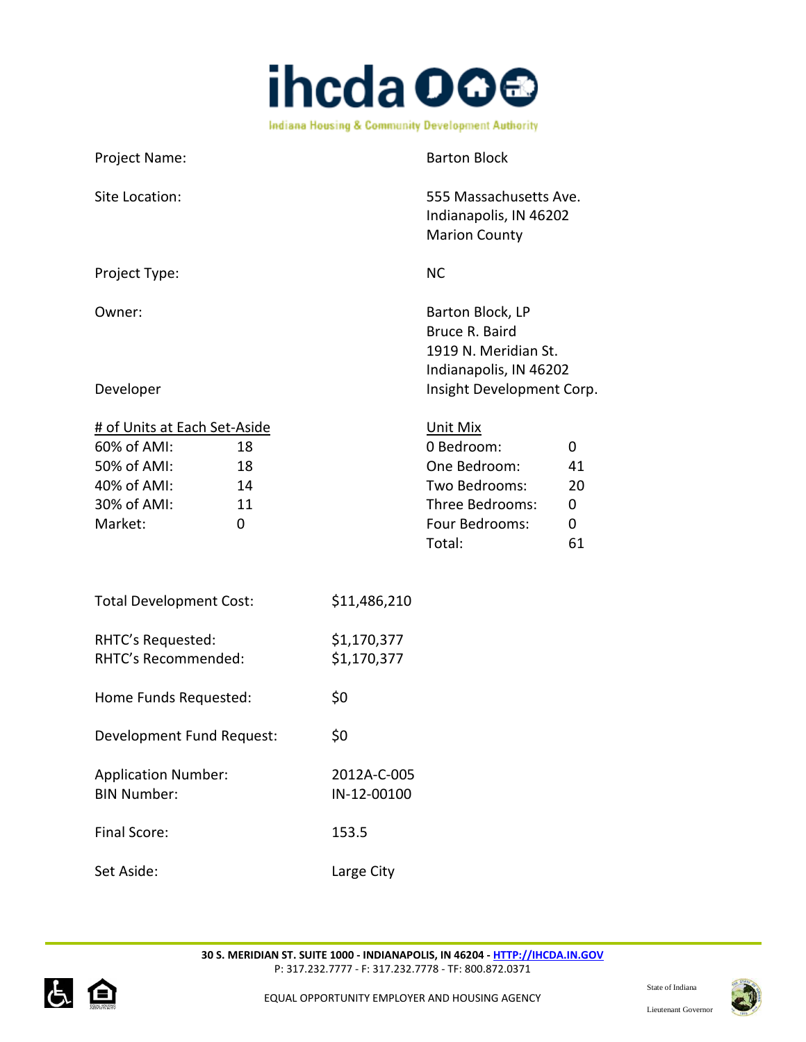| | |
|---|---|
| Project Name: | Barton Block |
| Site Location: | 555 Massachusetts Ave.<br>Indianapolis, IN 46202<br>Marion County |
| Project Type: | NC |
| Owner: | Barton Block, LP<br>Bruce R. Baird<br>1919 N. Meridian St.<br>Indianapolis, IN 46202 |
| Developer | Insight Development Corp. |

| # of Units at Each Set-Aside | | Unit Mix | |
|---|---|---|---|
| 60% of AMI: | 18 | 0 Bedroom: | 0 |
| 50% of AMI: | 18 | One Bedroom: | 41 |
| 40% of AMI: | 14 | Two Bedrooms: | 20 |
| 30% of AMI: | 11 | Three Bedrooms: | 0 |
| Market: | 0 | Four Bedrooms: | 0 |
| | | Total: | 61 |

| | |
|---|---|
| Total Development Cost: | $11,486,210 |
| RHTC's Requested: | $1,170,377 |
| RHTC's Recommended: | $1,170,377 |
| Home Funds Requested: | $0 |
| Development Fund Request: | $0 |
| Application Number: | 2012A-C-005 |
| BIN Number: | IN-12-00100 |
| Final Score: | 153.5 |
| Set Aside: | Large City |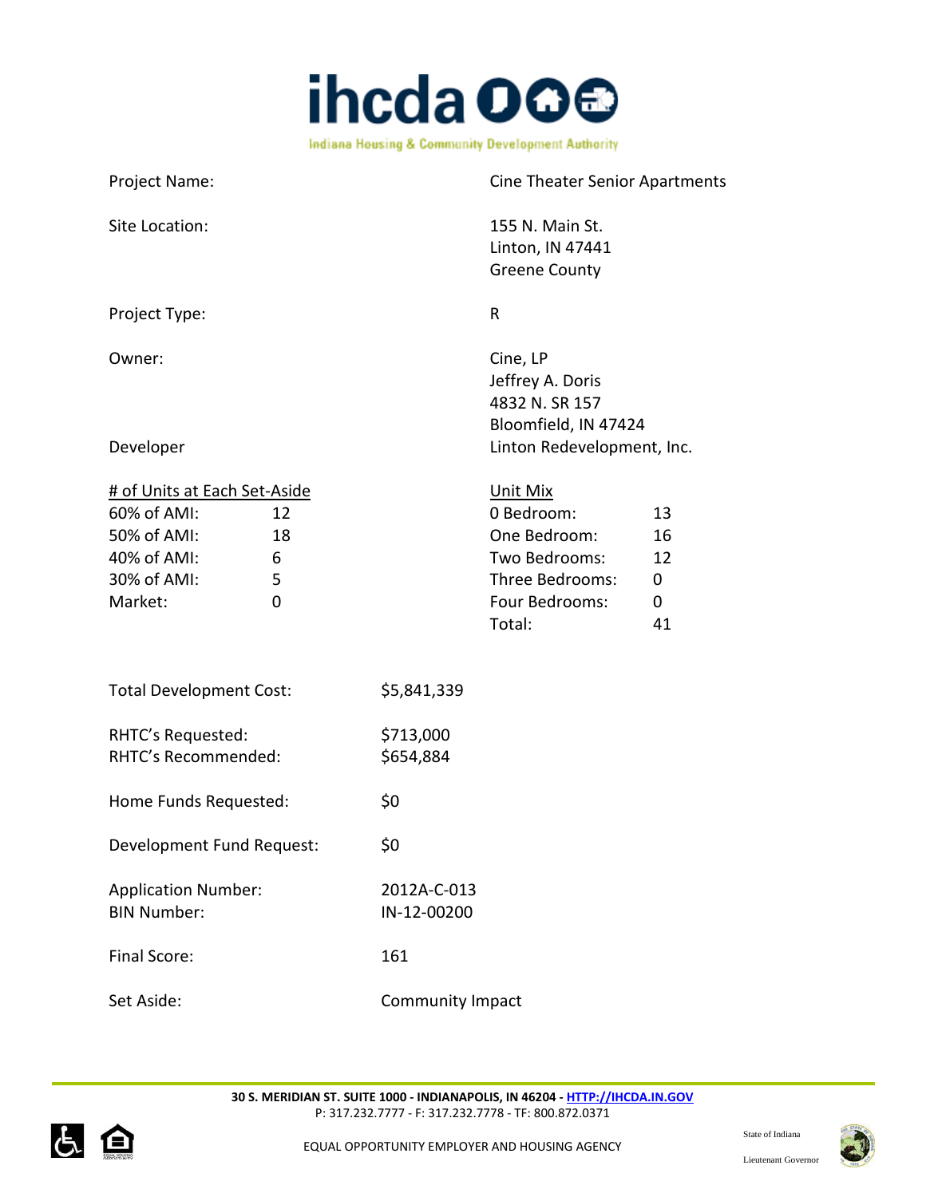| | |
|---|---|
| Project Name: | Cine Theater Senior Apartments |
| Site Location: | 155 N. Main St.<br>Linton, IN 47441<br>Greene County |
| Project Type: | R |
| Owner: | Cine, LP<br>Jeffrey A. Doris<br>4832 N. SR 157<br>Bloomfield, IN 47424 |
| Developer | Linton Redevelopment, Inc. |

| # of Units at Each Set-Aside | | Unit Mix | |
|---|---|---|---|
| 60% of AMI: | 12 | 0 Bedroom: | 13 |
| 50% of AMI: | 18 | One Bedroom: | 16 |
| 40% of AMI: | 6 | Two Bedrooms: | 12 |
| 30% of AMI: | 5 | Three Bedrooms: | 0 |
| Market: | 0 | Four Bedrooms: | 0 |
| | | Total: | 41 |

| | |
|---|---|
| Total Development Cost: | $5,841,339 |
| RHTC's Requested: | $713,000 |
| RHTC's Recommended: | $654,884 |
| Home Funds Requested: | $0 |
| Development Fund Request: | $0 |
| Application Number: | 2012A-C-013 |
| BIN Number: | IN-12-00200 |
| Final Score: | 161 |
| Set Aside: | Community Impact |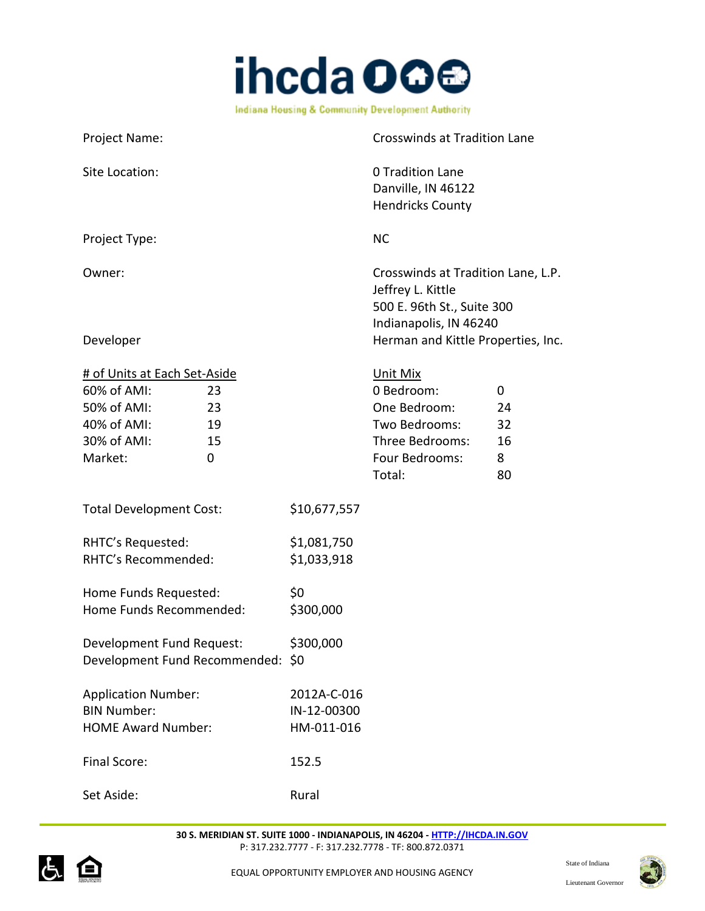| | |
|---|---|
| Project Name: | Crosswinds at Tradition Lane |
| Site Location: | 0 Tradition Lane<br>Danville, IN 46122<br>Hendricks County |
| Project Type: | NC |
| Owner: | Crosswinds at Tradition Lane, L.P.<br>Jeffrey L. Kittle<br>500 E. 96th St., Suite 300<br>Indianapolis, IN 46240 |
| Developer | Herman and Kittle Properties, Inc. |

| # of Units at Each Set-Aside | | Unit Mix | |
|---|---|---|---|
| 60% of AMI: | 23 | 0 Bedroom: | 0 |
| 50% of AMI: | 23 | One Bedroom: | 24 |
| 40% of AMI: | 19 | Two Bedrooms: | 32 |
| 30% of AMI: | 15 | Three Bedrooms: | 16 |
| Market: | 0 | Four Bedrooms: | 8 |
| | | Total: | 80 |

| | |
|---|---|
| Total Development Cost: | $10,677,557 |
| RHTC's Requested: | $1,081,750 |
| RHTC's Recommended: | $1,033,918 |
| Home Funds Requested: | $0 |
| Home Funds Recommended: | $300,000 |
| Development Fund Request: | $300,000 |
| Development Fund Recommended: | $0 |
| Application Number: | 2012A-C-016 |
| BIN Number: | IN-12-00300 |
| HOME Award Number: | HM-011-016 |
| Final Score: | 152.5 |
| Set Aside: | Rural |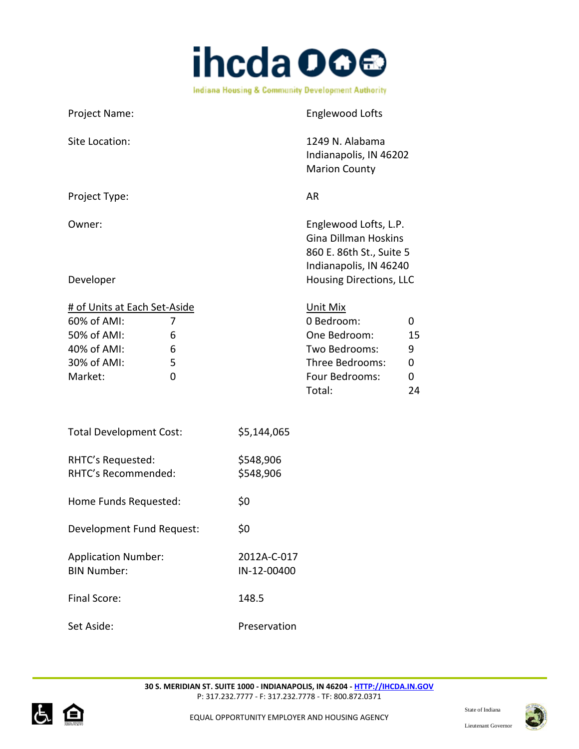| | |
|---|---|
| Project Name: | Englewood Lofts |
| Site Location: | 1249 N. Alabama<br>Indianapolis, IN 46202<br>Marion County |
| Project Type: | AR |
| Owner: | Englewood Lofts, L.P.<br>Gina Dillman Hoskins<br>860 E. 86th St., Suite 5<br>Indianapolis, IN 46240 |
| Developer | Housing Directions, LLC |

| # of Units at Each Set-Aside | | Unit Mix | |
|---|---|---|---|
| 60% of AMI: | 7 | 0 Bedroom: | 0 |
| 50% of AMI: | 6 | One Bedroom: | 15 |
| 40% of AMI: | 6 | Two Bedrooms: | 9 |
| 30% of AMI: | 5 | Three Bedrooms: | 0 |
| Market: | 0 | Four Bedrooms: | 0 |
| | | Total: | 24 |

| | |
|---|---|
| Total Development Cost: | $5,144,065 |
| RHTC's Requested: | $548,906 |
| RHTC's Recommended: | $548,906 |
| Home Funds Requested: | $0 |
| Development Fund Request: | $0 |
| Application Number: | 2012A-C-017 |
| BIN Number: | IN-12-00400 |
| Final Score: | 148.5 |
| Set Aside: | Preservation |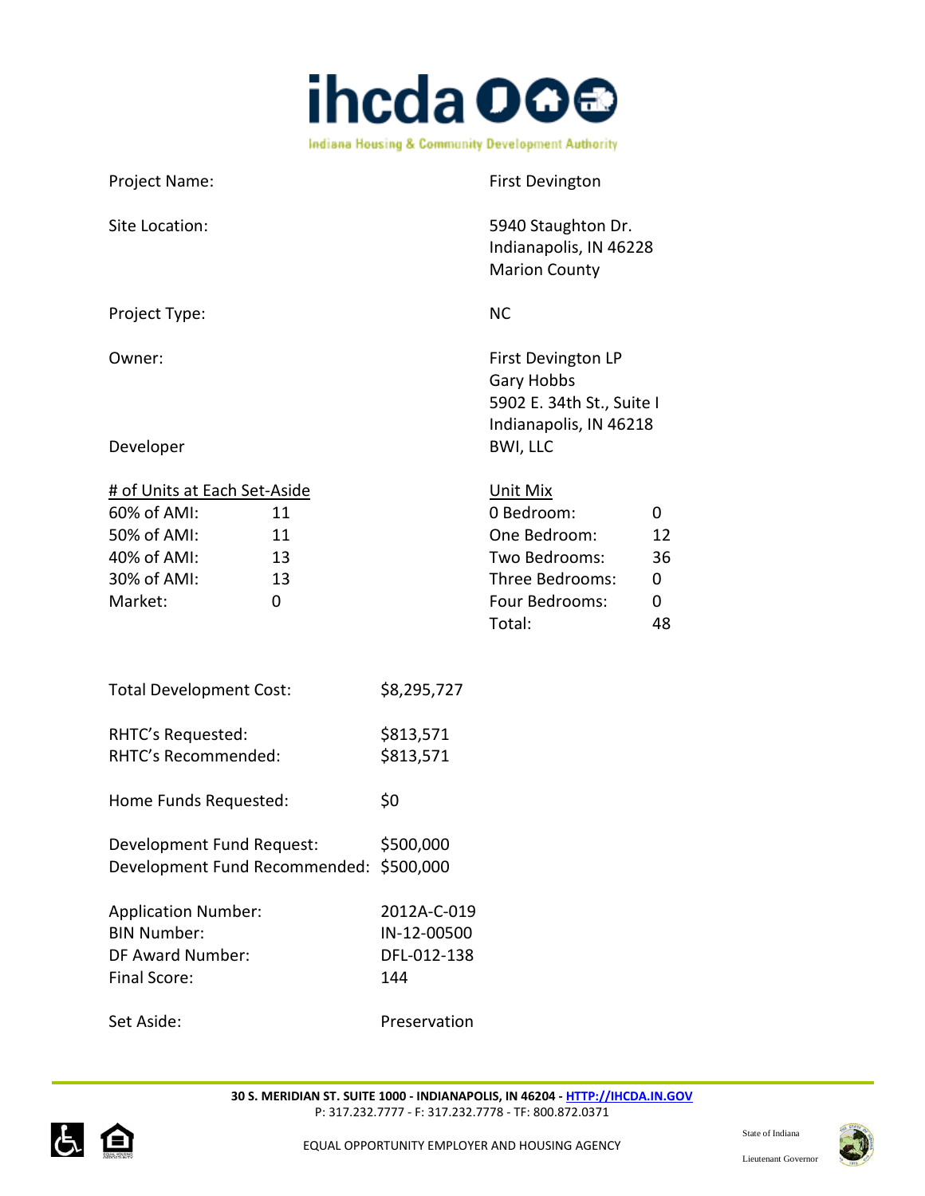Project Name: First Devington

Site Location: 5940 Staughton Dr.
Indianapolis, IN 46228
Marion County

Project Type: NC

Owner: First Devington LP
Gary Hobbs
5902 E. 34th St., Suite I
Indianapolis, IN 46218

Developer: BWI, LLC

| # of Units at Each Set-Aside | |
|---|---|
| 60% of AMI: | 11 |
| 50% of AMI: | 11 |
| 40% of AMI: | 13 |
| 30% of AMI: | 13 |
| Market: | 0 |

| Unit Mix | |
|---|---|
| 0 Bedroom: | 0 |
| One Bedroom: | 12 |
| Two Bedrooms: | 36 |
| Three Bedrooms: | 0 |
| Four Bedrooms: | 0 |
| Total: | 48 |

Total Development Cost: $8,295,727

RHTC's Requested: $813,571
RHTC's Recommended: $813,571

Home Funds Requested: $0

Development Fund Request: $500,000
Development Fund Recommended: $500,000

Application Number: 2012A-C-019
BIN Number: IN-12-00500
DF Award Number: DFL-012-138
Final Score: 144

Set Aside: Preservation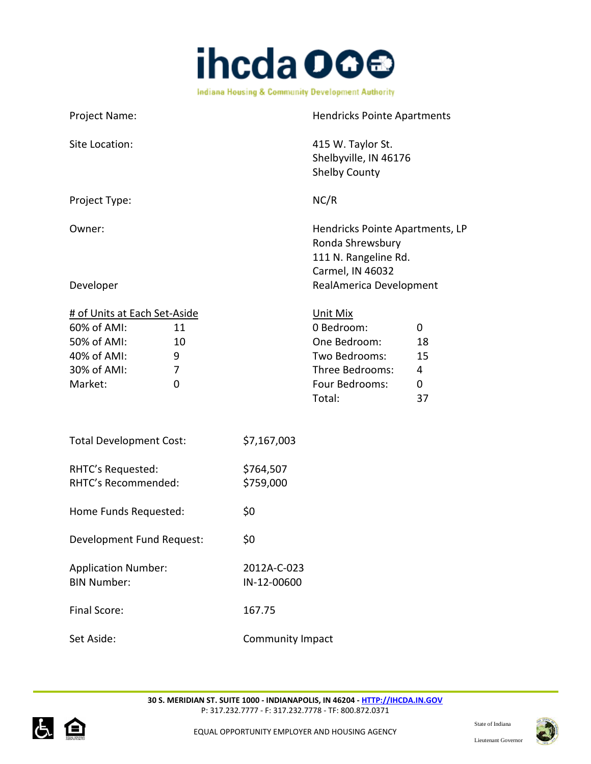# ihcda

Indiana Housing & Community Development Authority

| | |
|---|---|
| Project Name: | Hendricks Pointe Apartments |
| Site Location: | 415 W. Taylor St.<br>Shelbyville, IN 46176<br>Shelby County |
| Project Type: | NC/R |
| Owner: | Hendricks Pointe Apartments, LP<br>Ronda Shrewsbury<br>111 N. Rangeline Rd.<br>Carmel, IN 46032 |
| Developer | RealAmerica Development |

| # of Units at Each Set-Aside | | Unit Mix | |
|---|---|---|---|
| 60% of AMI: | 11 | 0 Bedroom: | 0 |
| 50% of AMI: | 10 | One Bedroom: | 18 |
| 40% of AMI: | 9 | Two Bedrooms: | 15 |
| 30% of AMI: | 7 | Three Bedrooms: | 4 |
| Market: | 0 | Four Bedrooms: | 0 |
| | | Total: | 37 |

| | |
|---|---|
| Total Development Cost: | $7,167,003 |
| RHTC's Requested: | $764,507 |
| RHTC's Recommended: | $759,000 |
| Home Funds Requested: | $0 |
| Development Fund Request: | $0 |
| Application Number: | 2012A-C-023 |
| BIN Number: | IN-12-00600 |
| Final Score: | 167.75 |
| Set Aside: | Community Impact |

30 S. MERIDIAN ST. SUITE 1000 - INDIANAPOLIS, IN 46204 - HTTP://IHCDA.IN.GOV
P: 317.232.7777 - F: 317.232.7778 - TF: 800.872.0371

EQUAL OPPORTUNITY EMPLOYER AND HOUSING AGENCY

State of Indiana
Lieutenant Governor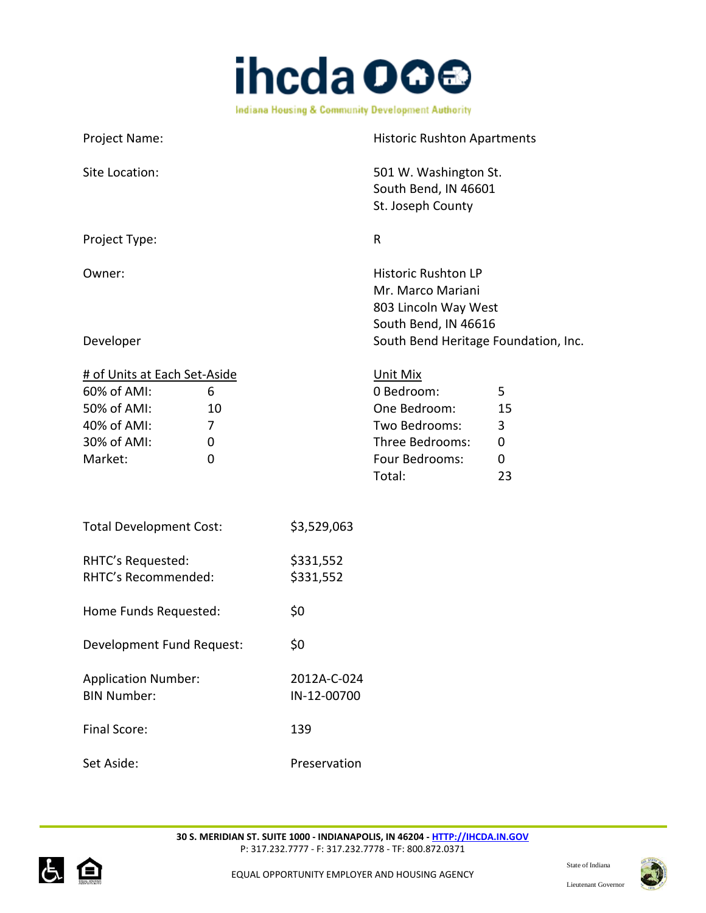Project Name: Historic Rushton Apartments

Site Location: 501 W. Washington St.
South Bend, IN 46601
St. Joseph County

Project Type: R

Owner: Historic Rushton LP
Mr. Marco Mariani
803 Lincoln Way West
South Bend, IN 46616

Developer: South Bend Heritage Foundation, Inc.

| # of Units at Each Set-Aside | | Unit Mix | |
|---|---|---|---|
| 60% of AMI: | 6 | 0 Bedroom: | 5 |
| 50% of AMI: | 10 | One Bedroom: | 15 |
| 40% of AMI: | 7 | Two Bedrooms: | 3 |
| 30% of AMI: | 0 | Three Bedrooms: | 0 |
| Market: | 0 | Four Bedrooms: | 0 |
| | | Total: | 23 |

Total Development Cost: $3,529,063

RHTC's Requested: $331,552
RHTC's Recommended: $331,552

Home Funds Requested: $0

Development Fund Request: $0

Application Number: 2012A-C-024
BIN Number: IN-12-00700

Final Score: 139

Set Aside: Preservation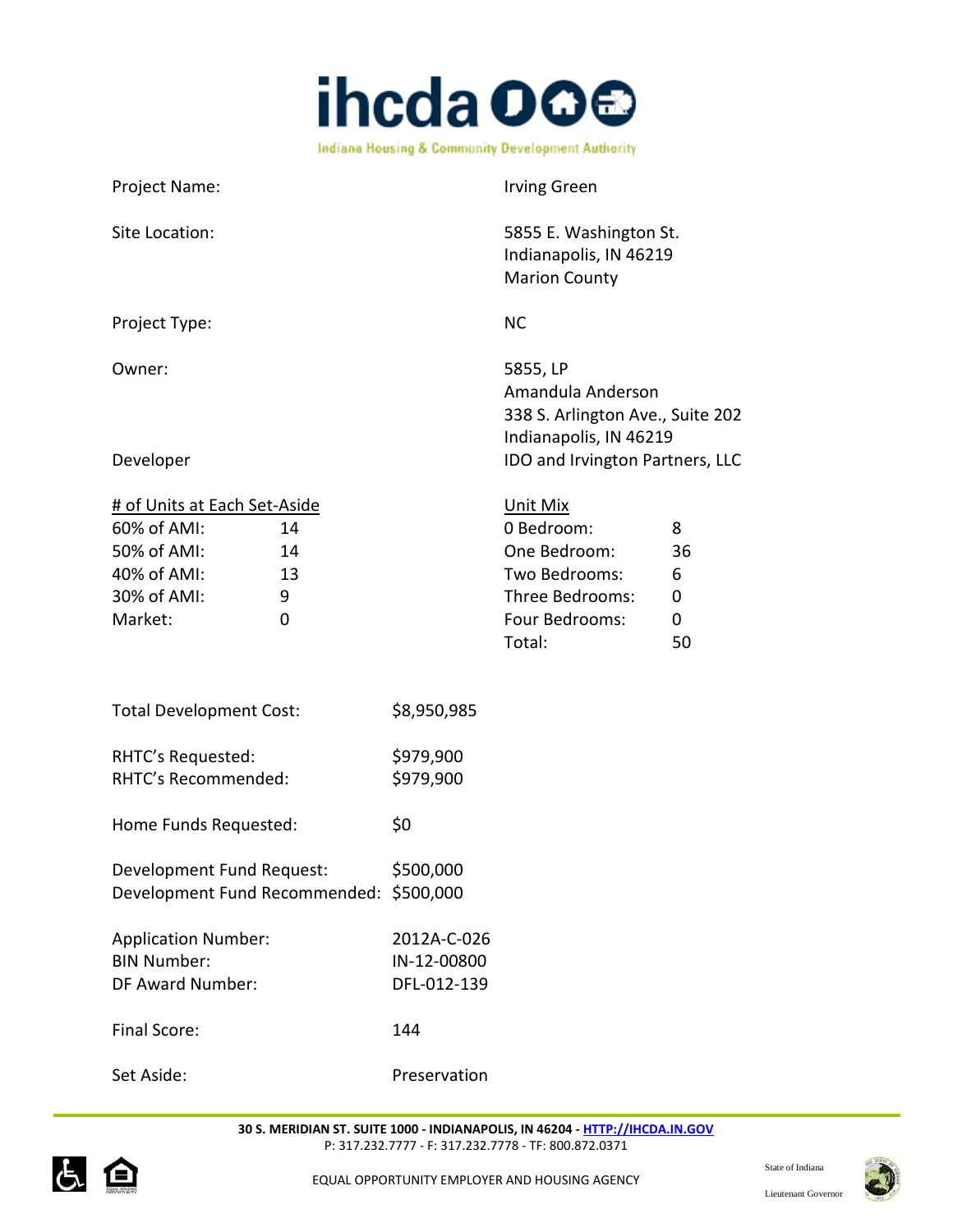ihcda

Indiana Housing & Community Development Authority

| | |
|---|---|
| Project Name: | Irving Green |
| Site Location: | 5855 E. Washington St.<br>Indianapolis, IN 46219<br>Marion County |
| Project Type: | NC |
| Owner: | 5855, LP<br>Amandula Anderson<br>338 S. Arlington Ave., Suite 202<br>Indianapolis, IN 46219 |
| Developer | IDO and Irvington Partners, LLC |

| # of Units at Each Set-Aside | | Unit Mix | |
|---|---|---|---|
| 60% of AMI: | 14 | 0 Bedroom: | 8 |
| 50% of AMI: | 14 | One Bedroom: | 36 |
| 40% of AMI: | 13 | Two Bedrooms: | 6 |
| 30% of AMI: | 9 | Three Bedrooms: | 0 |
| Market: | 0 | Four Bedrooms: | 0 |
| | | Total: | 50 |

| | |
|---|---|
| Total Development Cost: | $8,950,985 |
| RHTC's Requested: | $979,900 |
| RHTC's Recommended: | $979,900 |
| Home Funds Requested: | $0 |
| Development Fund Request: | $500,000 |
| Development Fund Recommended: | $500,000 |
| Application Number: | 2012A-C-026 |
| BIN Number: | IN-12-00800 |
| DF Award Number: | DFL-012-139 |
| Final Score: | 144 |
| Set Aside: | Preservation |

**30 S. MERIDIAN ST. SUITE 1000 - INDIANAPOLIS, IN 46204 - HTTP://IHCDA.IN.GOV**
P: 317.232.7777 - F: 317.232.7778 - TF: 800.872.0371

EQUAL OPPORTUNITY EMPLOYER AND HOUSING AGENCY

State of Indiana
Lieutenant Governor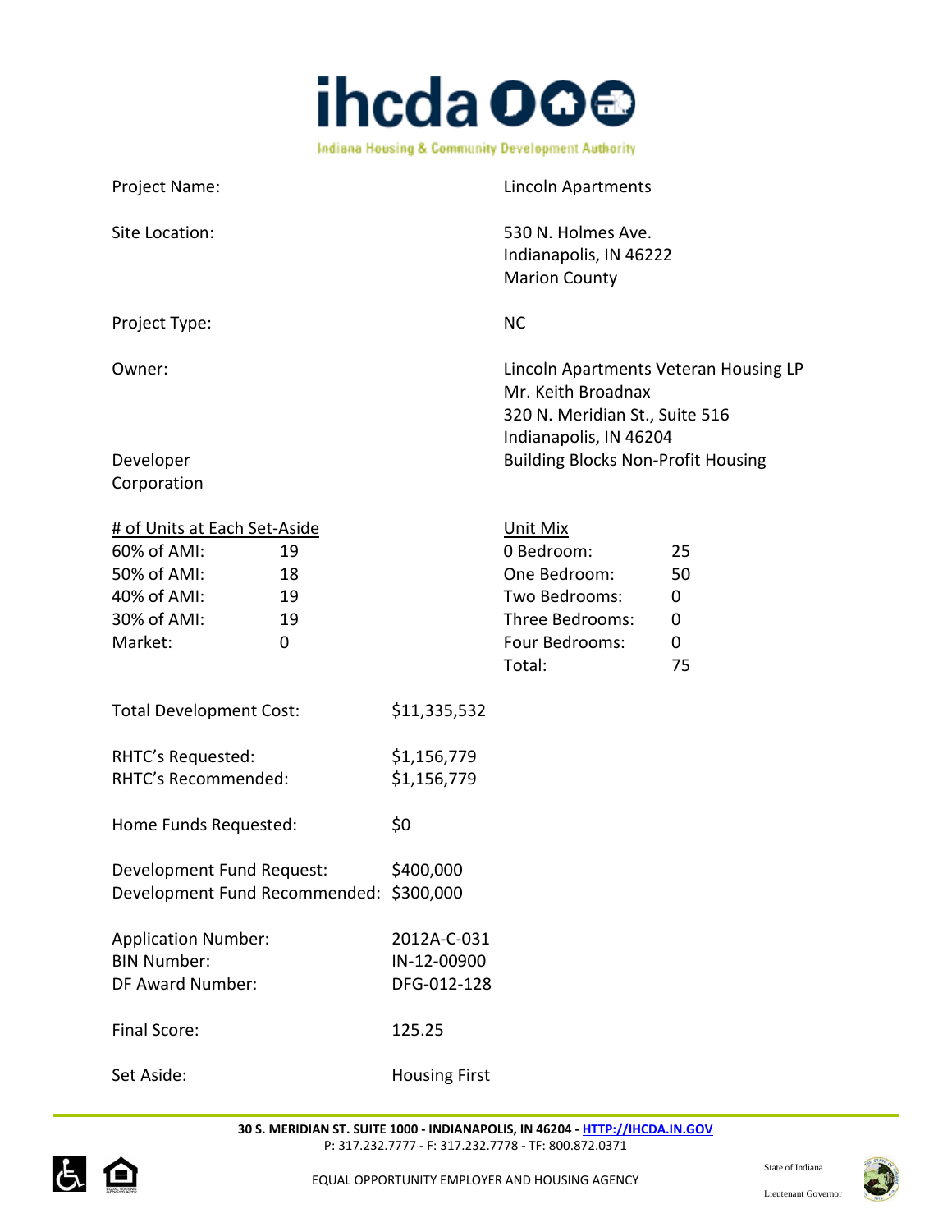Project Name: Lincoln Apartments

Site Location: 530 N. Holmes Ave.
Indianapolis, IN 46222
Marion County

Project Type: NC

Owner: Lincoln Apartments Veteran Housing LP
Mr. Keith Broadnax
320 N. Meridian St., Suite 516
Indianapolis, IN 46204

Developer: Building Blocks Non-Profit Housing Corporation

| # of Units at Each Set-Aside | | Unit Mix | |
|---|---|---|---|
| 60% of AMI: | 19 | 0 Bedroom: | 25 |
| 50% of AMI: | 18 | One Bedroom: | 50 |
| 40% of AMI: | 19 | Two Bedrooms: | 0 |
| 30% of AMI: | 19 | Three Bedrooms: | 0 |
| Market: | 0 | Four Bedrooms: | 0 |
| | | Total: | 75 |

Total Development Cost: $11,335,532

RHTC's Requested: $1,156,779
RHTC's Recommended: $1,156,779

Home Funds Requested: $0

Development Fund Request: $400,000
Development Fund Recommended: $300,000

Application Number: 2012A-C-031
BIN Number: IN-12-00900
DF Award Number: DFG-012-128

Final Score: 125.25

Set Aside: Housing First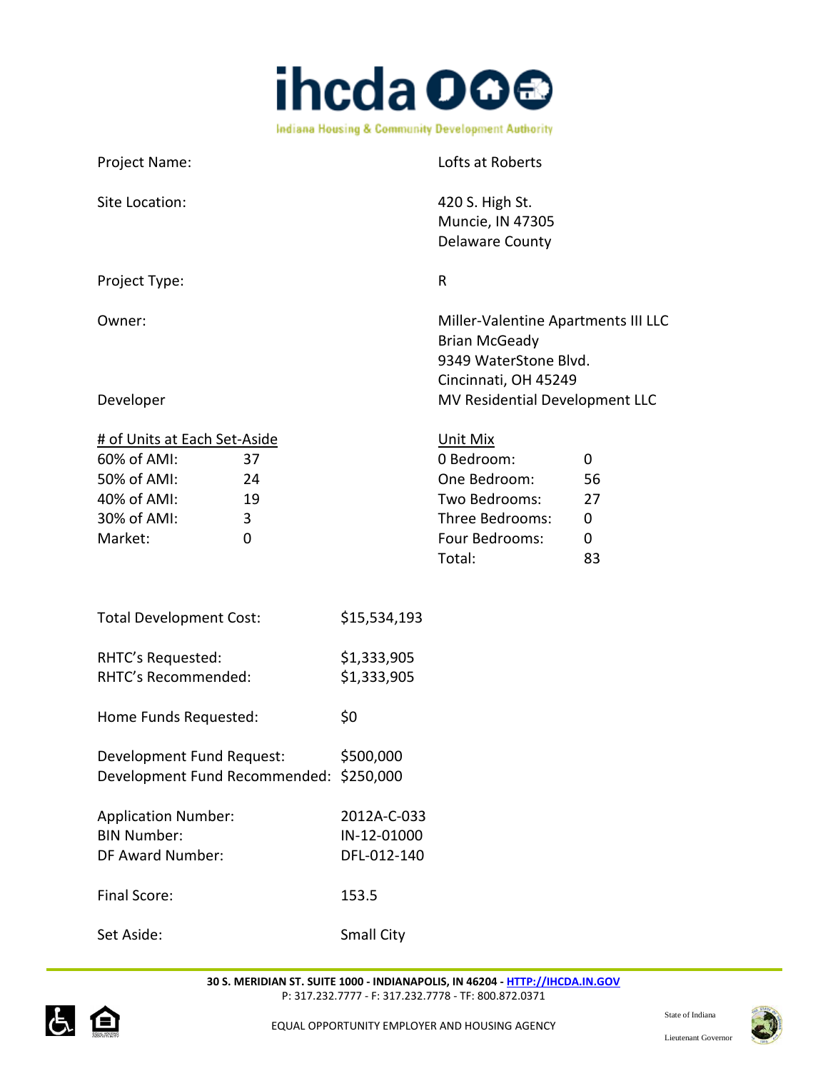| | |
|---|---|
| Project Name: | Lofts at Roberts |
| Site Location: | 420 S. High St.<br>Muncie, IN 47305<br>Delaware County |
| Project Type: | R |
| Owner: | Miller-Valentine Apartments III LLC<br>Brian McGeady<br>9349 WaterStone Blvd.<br>Cincinnati, OH 45249 |
| Developer | MV Residential Development LLC |

| # of Units at Each Set-Aside | | Unit Mix | |
|---|---|---|---|
| 60% of AMI: | 37 | 0 Bedroom: | 0 |
| 50% of AMI: | 24 | One Bedroom: | 56 |
| 40% of AMI: | 19 | Two Bedrooms: | 27 |
| 30% of AMI: | 3 | Three Bedrooms: | 0 |
| Market: | 0 | Four Bedrooms: | 0 |
| | | Total: | 83 |

| | |
|---|---|
| Total Development Cost: | $15,534,193 |
| RHTC's Requested: | $1,333,905 |
| RHTC's Recommended: | $1,333,905 |
| Home Funds Requested: | $0 |
| Development Fund Request: | $500,000 |
| Development Fund Recommended: | $250,000 |
| Application Number: | 2012A-C-033 |
| BIN Number: | IN-12-01000 |
| DF Award Number: | DFL-012-140 |
| Final Score: | 153.5 |
| Set Aside: | Small City |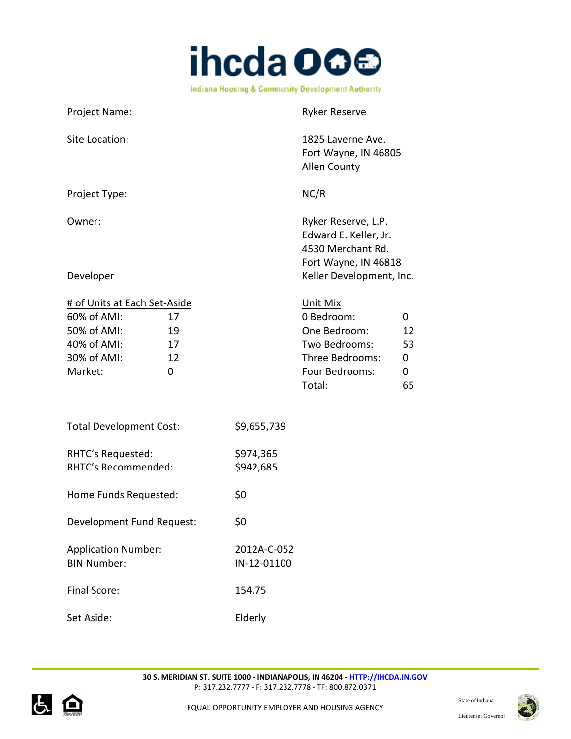Project Name: Ryker Reserve

Site Location: 1825 Laverne Ave.
Fort Wayne, IN 46805
Allen County

Project Type: NC/R

Owner: Ryker Reserve, L.P.
Edward E. Keller, Jr.
4530 Merchant Rd.
Fort Wayne, IN 46818

Developer: Keller Development, Inc.

| # of Units at Each Set-Aside | |
|---|---|
| 60% of AMI: | 17 |
| 50% of AMI: | 19 |
| 40% of AMI: | 17 |
| 30% of AMI: | 12 |
| Market: | 0 |

| Unit Mix | |
|---|---|
| 0 Bedroom: | 0 |
| One Bedroom: | 12 |
| Two Bedrooms: | 53 |
| Three Bedrooms: | 0 |
| Four Bedrooms: | 0 |
| Total: | 65 |

Total Development Cost: $9,655,739

RHTC's Requested: $974,365
RHTC's Recommended: $942,685

Home Funds Requested: $0

Development Fund Request: $0

Application Number: 2012A-C-052
BIN Number: IN-12-01100

Final Score: 154.75

Set Aside: Elderly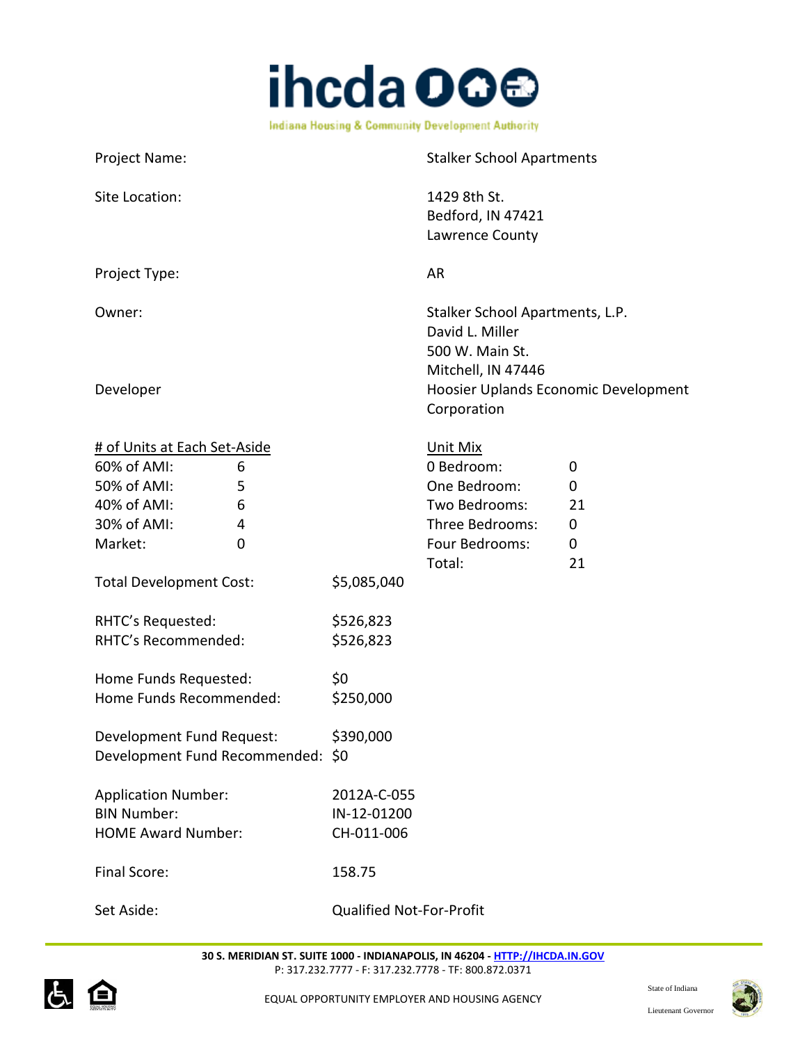Project Name: Stalker School Apartments

Site Location: 1429 8th St.
Bedford, IN 47421
Lawrence County

Project Type: AR

Owner: Stalker School Apartments, L.P.
David L. Miller
500 W. Main St.
Mitchell, IN 47446

Developer: Hoosier Uplands Economic Development Corporation

| # of Units at Each Set-Aside | | Unit Mix | |
|---|---|---|---|
| 60% of AMI: | 6 | 0 Bedroom: | 0 |
| 50% of AMI: | 5 | One Bedroom: | 0 |
| 40% of AMI: | 6 | Two Bedrooms: | 21 |
| 30% of AMI: | 4 | Three Bedrooms: | 0 |
| Market: | 0 | Four Bedrooms: | 0 |
| | | Total: | 21 |

Total Development Cost: $5,085,040

RHTC's Requested: $526,823
RHTC's Recommended: $526,823

Home Funds Requested: $0
Home Funds Recommended: $250,000

Development Fund Request: $390,000
Development Fund Recommended: $0

Application Number: 2012A-C-055
BIN Number: IN-12-01200
HOME Award Number: CH-011-006

Final Score: 158.75

Set Aside: Qualified Not-For-Profit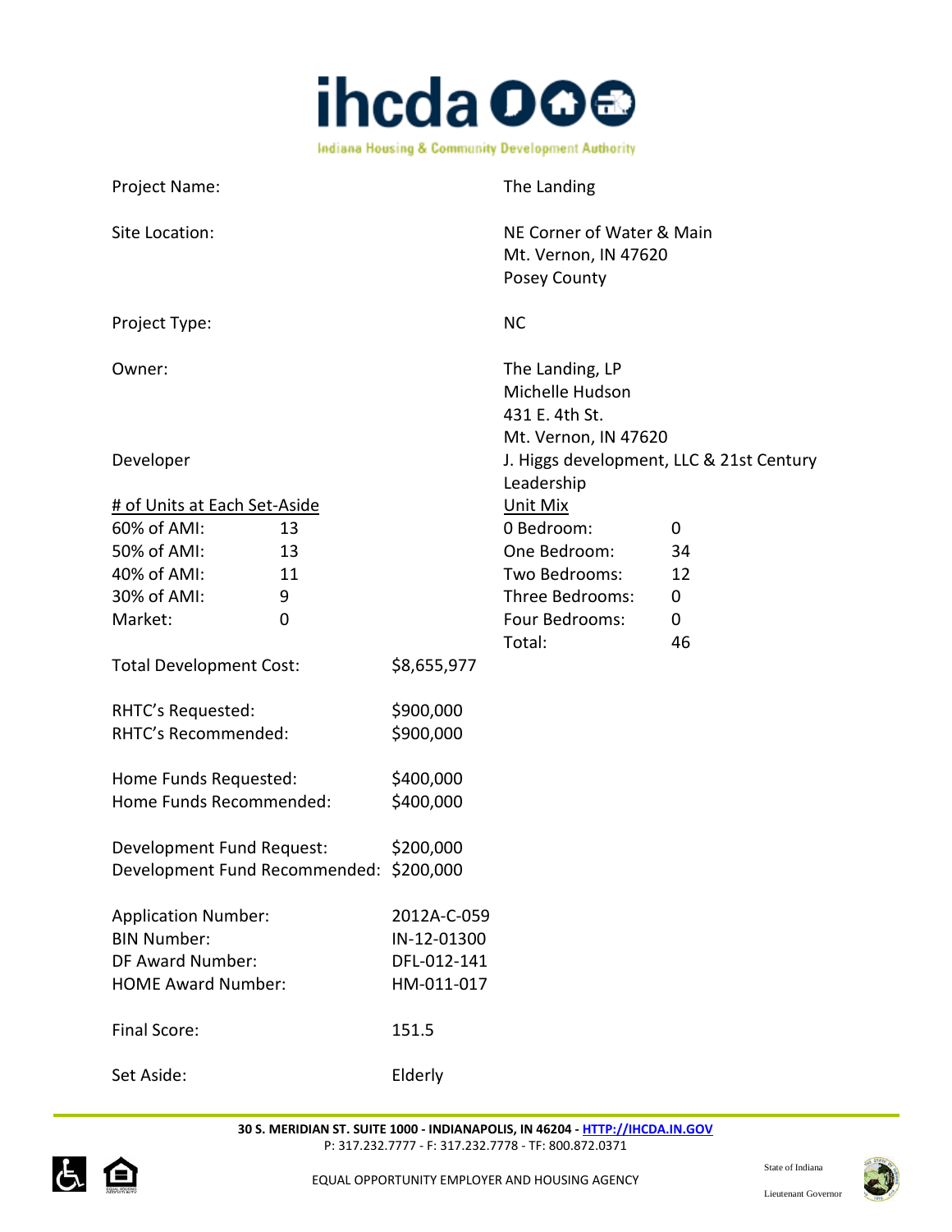Project Name: The Landing

Site Location: NE Corner of Water & Main
Mt. Vernon, IN 47620
Posey County

Project Type: NC

Owner: The Landing, LP
Michelle Hudson
431 E. 4th St.
Mt. Vernon, IN 47620

Developer: J. Higgs development, LLC & 21st Century Leadership

| # of Units at Each Set-Aside | | Unit Mix | |
|---|---|---|---|
| 60% of AMI: | 13 | 0 Bedroom: | 0 |
| 50% of AMI: | 13 | One Bedroom: | 34 |
| 40% of AMI: | 11 | Two Bedrooms: | 12 |
| 30% of AMI: | 9 | Three Bedrooms: | 0 |
| Market: | 0 | Four Bedrooms: | 0 |
| | | Total: | 46 |

Total Development Cost: $8,655,977

RHTC's Requested: $900,000
RHTC's Recommended: $900,000

Home Funds Requested: $400,000
Home Funds Recommended: $400,000

Development Fund Request: $200,000
Development Fund Recommended: $200,000

Application Number: 2012A-C-059
BIN Number: IN-12-01300
DF Award Number: DFL-012-141
HOME Award Number: HM-011-017

Final Score: 151.5

Set Aside: Elderly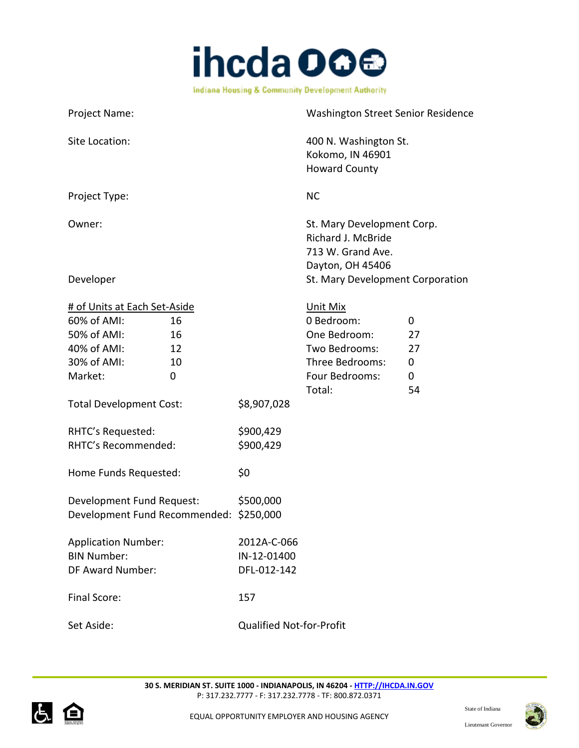Project Name: Washington Street Senior Residence

Site Location: 400 N. Washington St.
Kokomo, IN 46901
Howard County

Project Type: NC

Owner: St. Mary Development Corp.
Richard J. McBride
713 W. Grand Ave.
Dayton, OH 45406

Developer: St. Mary Development Corporation

| # of Units at Each Set-Aside | | Unit Mix | |
|---|---|---|---|
| 60% of AMI: | 16 | 0 Bedroom: | 0 |
| 50% of AMI: | 16 | One Bedroom: | 27 |
| 40% of AMI: | 12 | Two Bedrooms: | 27 |
| 30% of AMI: | 10 | Three Bedrooms: | 0 |
| Market: | 0 | Four Bedrooms: | 0 |
| | | Total: | 54 |

Total Development Cost: $8,907,028

RHTC's Requested: $900,429
RHTC's Recommended: $900,429

Home Funds Requested: $0

Development Fund Request: $500,000
Development Fund Recommended: $250,000

Application Number: 2012A-C-066
BIN Number: IN-12-01400
DF Award Number: DFL-012-142

Final Score: 157

Set Aside: Qualified Not-for-Profit